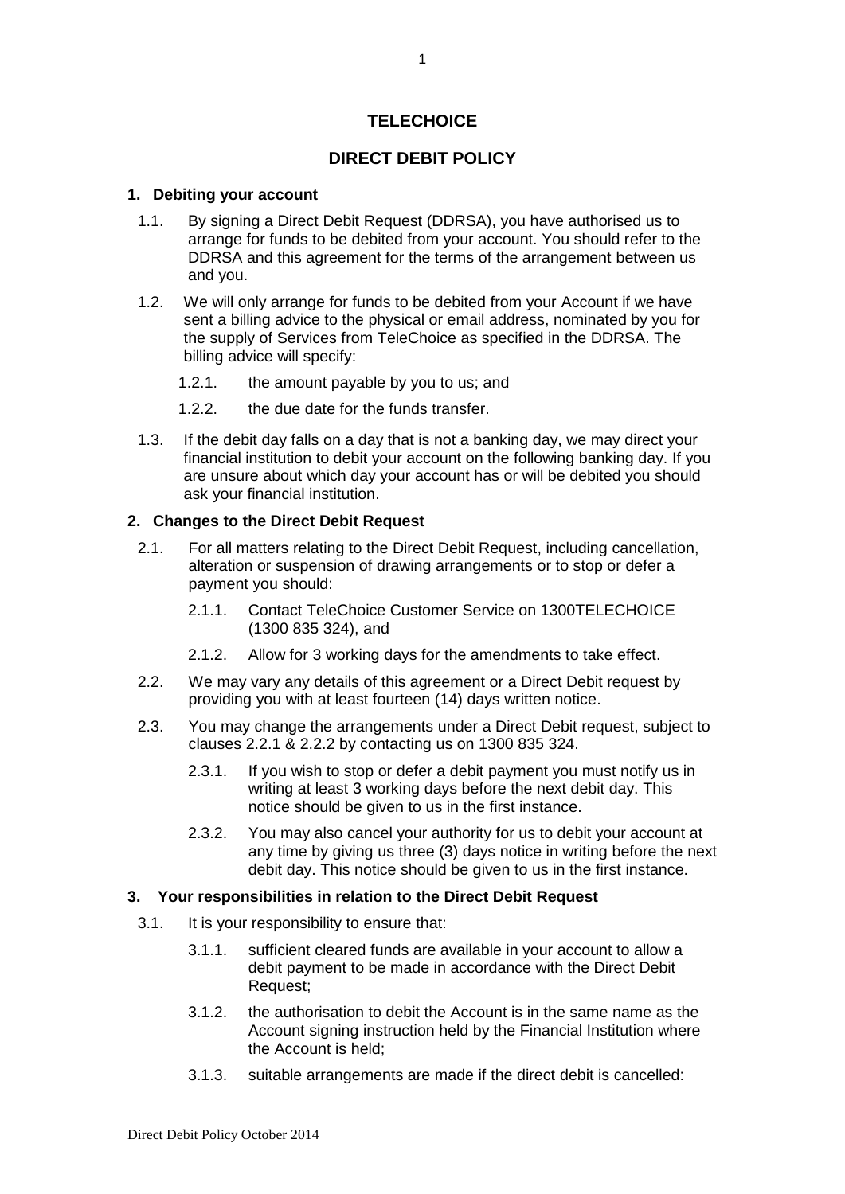# TELECHOICE

## DIRECT DEBIT POLICY

### 1. Debiting your account

1.1. By signing a Direct Debit Request (DDRSA), you have authorised us to arrange for funds to be debited from your account. You should refer to the DDRSA and this agreement for the terms of the arrangement between us and you.

1.2. We will only arrange for funds to be debited from your Account if we have sent a billing advice to the physical or email address, nominated by you for the supply of Services from TeleChoice as specified in the DDRSA. The billing advice will specify:

1.2.1. the amount payable by you to us; and

1.2.2. the due date for the funds transfer.

1.3. If the debit day falls on a day that is not a banking day, we may direct your financial institution to debit your account on the following banking day. If you are unsure about which day your account has or will be debited you should ask your financial institution.

### 2. Changes to the Direct Debit Request

2.1. For all matters relating to the Direct Debit Request, including cancellation, alteration or suspension of drawing arrangements or to stop or defer a payment you should:

2.1.1. Contact TeleChoice Customer Service on 1300TELECHOICE (1300 835 324), and

2.1.2. Allow for 3 working days for the amendments to take effect.

2.2. We may vary any details of this agreement or a Direct Debit request by providing you with at least fourteen (14) days written notice.

2.3. You may change the arrangements under a Direct Debit request, subject to clauses 2.2.1 & 2.2.2 by contacting us on 1300 835 324.

2.3.1. If you wish to stop or defer a debit payment you must notify us in writing at least 3 working days before the next debit day. This notice should be given to us in the first instance.

2.3.2. You may also cancel your authority for us to debit your account at any time by giving us three (3) days notice in writing before the next debit day. This notice should be given to us in the first instance.

### 3. Your responsibilities in relation to the Direct Debit Request

3.1. It is your responsibility to ensure that:

3.1.1. sufficient cleared funds are available in your account to allow a debit payment to be made in accordance with the Direct Debit Request;

3.1.2. the authorisation to debit the Account is in the same name as the Account signing instruction held by the Financial Institution where the Account is held;

3.1.3. suitable arrangements are made if the direct debit is cancelled: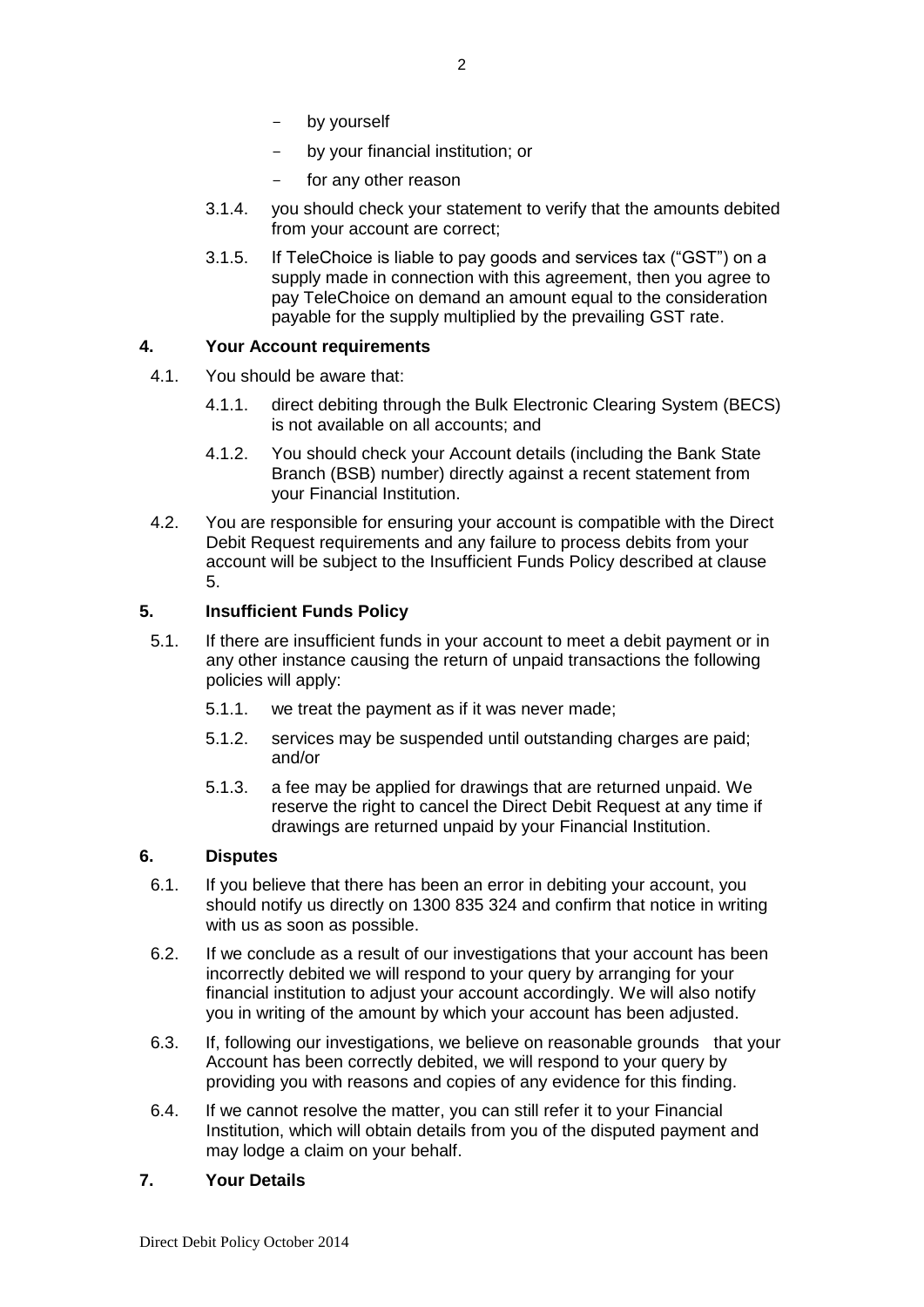- by yourself
  - by your financial institution; or
  - for any other reason

3.1.4. you should check your statement to verify that the amounts debited from your account are correct;

3.1.5. If TeleChoice is liable to pay goods and services tax ("GST") on a supply made in connection with this agreement, then you agree to pay TeleChoice on demand an amount equal to the consideration payable for the supply multiplied by the prevailing GST rate.

## 4. Your Account requirements

4.1. You should be aware that:

4.1.1. direct debiting through the Bulk Electronic Clearing System (BECS) is not available on all accounts; and

4.1.2. You should check your Account details (including the Bank State Branch (BSB) number) directly against a recent statement from your Financial Institution.

4.2. You are responsible for ensuring your account is compatible with the Direct Debit Request requirements and any failure to process debits from your account will be subject to the Insufficient Funds Policy described at clause 5.

## 5. Insufficient Funds Policy

5.1. If there are insufficient funds in your account to meet a debit payment or in any other instance causing the return of unpaid transactions the following policies will apply:

5.1.1. we treat the payment as if it was never made;

5.1.2. services may be suspended until outstanding charges are paid; and/or

5.1.3. a fee may be applied for drawings that are returned unpaid. We reserve the right to cancel the Direct Debit Request at any time if drawings are returned unpaid by your Financial Institution.

## 6. Disputes

6.1. If you believe that there has been an error in debiting your account, you should notify us directly on 1300 835 324 and confirm that notice in writing with us as soon as possible.

6.2. If we conclude as a result of our investigations that your account has been incorrectly debited we will respond to your query by arranging for your financial institution to adjust your account accordingly. We will also notify you in writing of the amount by which your account has been adjusted.

6.3. If, following our investigations, we believe on reasonable grounds that your Account has been correctly debited, we will respond to your query by providing you with reasons and copies of any evidence for this finding.

6.4. If we cannot resolve the matter, you can still refer it to your Financial Institution, which will obtain details from you of the disputed payment and may lodge a claim on your behalf.

## 7. Your Details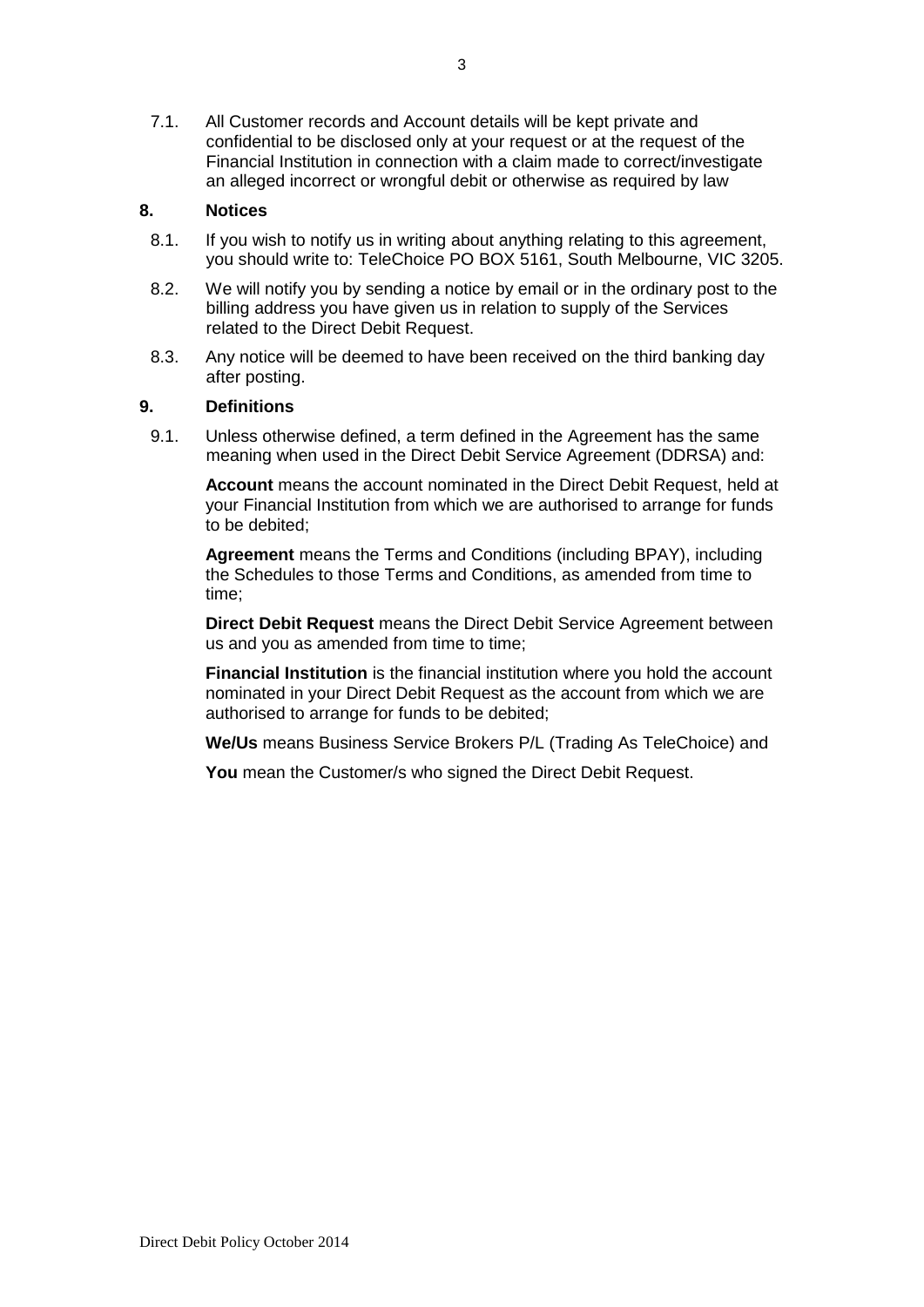7.1. All Customer records and Account details will be kept private and confidential to be disclosed only at your request or at the request of the Financial Institution in connection with a claim made to correct/investigate an alleged incorrect or wrongful debit or otherwise as required by law

## 8. Notices

8.1. If you wish to notify us in writing about anything relating to this agreement, you should write to: TeleChoice PO BOX 5161, South Melbourne, VIC 3205.

8.2. We will notify you by sending a notice by email or in the ordinary post to the billing address you have given us in relation to supply of the Services related to the Direct Debit Request.

8.3. Any notice will be deemed to have been received on the third banking day after posting.

## 9. Definitions

9.1. Unless otherwise defined, a term defined in the Agreement has the same meaning when used in the Direct Debit Service Agreement (DDRSA) and:

**Account** means the account nominated in the Direct Debit Request, held at your Financial Institution from which we are authorised to arrange for funds to be debited;

**Agreement** means the Terms and Conditions (including BPAY), including the Schedules to those Terms and Conditions, as amended from time to time;

**Direct Debit Request** means the Direct Debit Service Agreement between us and you as amended from time to time;

**Financial Institution** is the financial institution where you hold the account nominated in your Direct Debit Request as the account from which we are authorised to arrange for funds to be debited;

**We/Us** means Business Service Brokers P/L (Trading As TeleChoice) and

**You** mean the Customer/s who signed the Direct Debit Request.

Direct Debit Policy October 2014